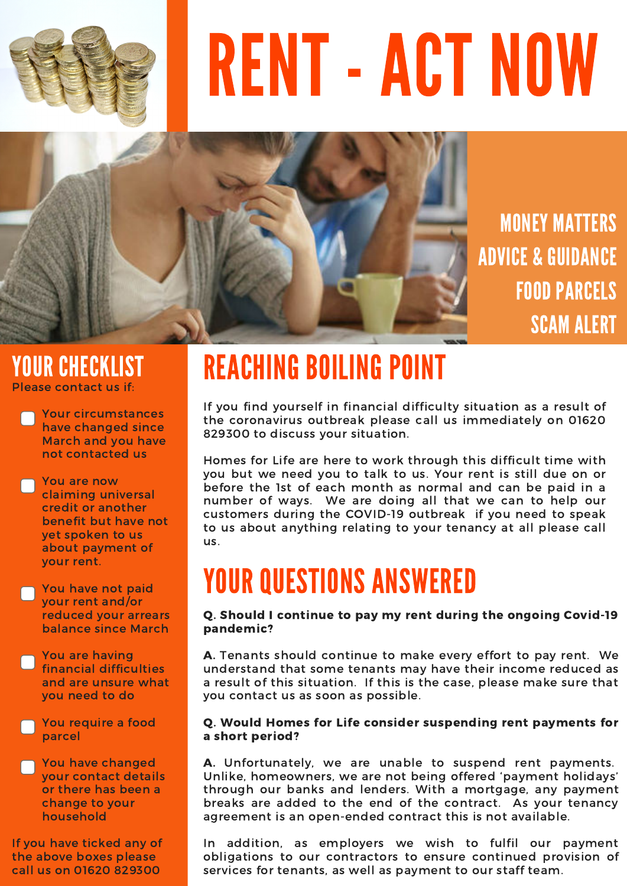# RENT - ACT NOW

MONEY MATTERS
ADVICE & GUIDANCE
FOOD PARCELS
SCAM ALERT

## YOUR CHECKLIST

Please contact us if:

- [ ] Your circumstances have changed since March and you have not contacted us
- [ ] You are now claiming universal credit or another benefit but have not yet spoken to us about payment of your rent.
- [ ] You have not paid your rent and/or reduced your arrears balance since March
- [ ] You are having financial difficulties and are unsure what you need to do
- [ ] You require a food parcel
- [ ] You have changed your contact details or there has been a change to your household

If you have ticked any of the above boxes please call us on 01620 829300

## REACHING BOILING POINT

If you find yourself in financial difficulty situation as a result of the coronavirus outbreak please call us immediately on 01620 829300 to discuss your situation.

Homes for Life are here to work through this difficult time with you but we need you to talk to us. Your rent is still due on or before the 1st of each month as normal and can be paid in a number of ways. We are doing all that we can to help our customers during the COVID-19 outbreak if you need to speak to us about anything relating to your tenancy at all please call us.

## YOUR QUESTIONS ANSWERED

**Q. Should I continue to pay my rent during the ongoing Covid-19 pandemic?**

**A.** Tenants should continue to make every effort to pay rent. We understand that some tenants may have their income reduced as a result of this situation. If this is the case, please make sure that you contact us as soon as possible.

**Q. Would Homes for Life consider suspending rent payments for a short period?**

**A.** Unfortunately, we are unable to suspend rent payments. Unlike, homeowners, we are not being offered 'payment holidays' through our banks and lenders. With a mortgage, any payment breaks are added to the end of the contract. As your tenancy agreement is an open-ended contract this is not available.

In addition, as employers we wish to fulfil our payment obligations to our contractors to ensure continued provision of services for tenants, as well as payment to our staff team.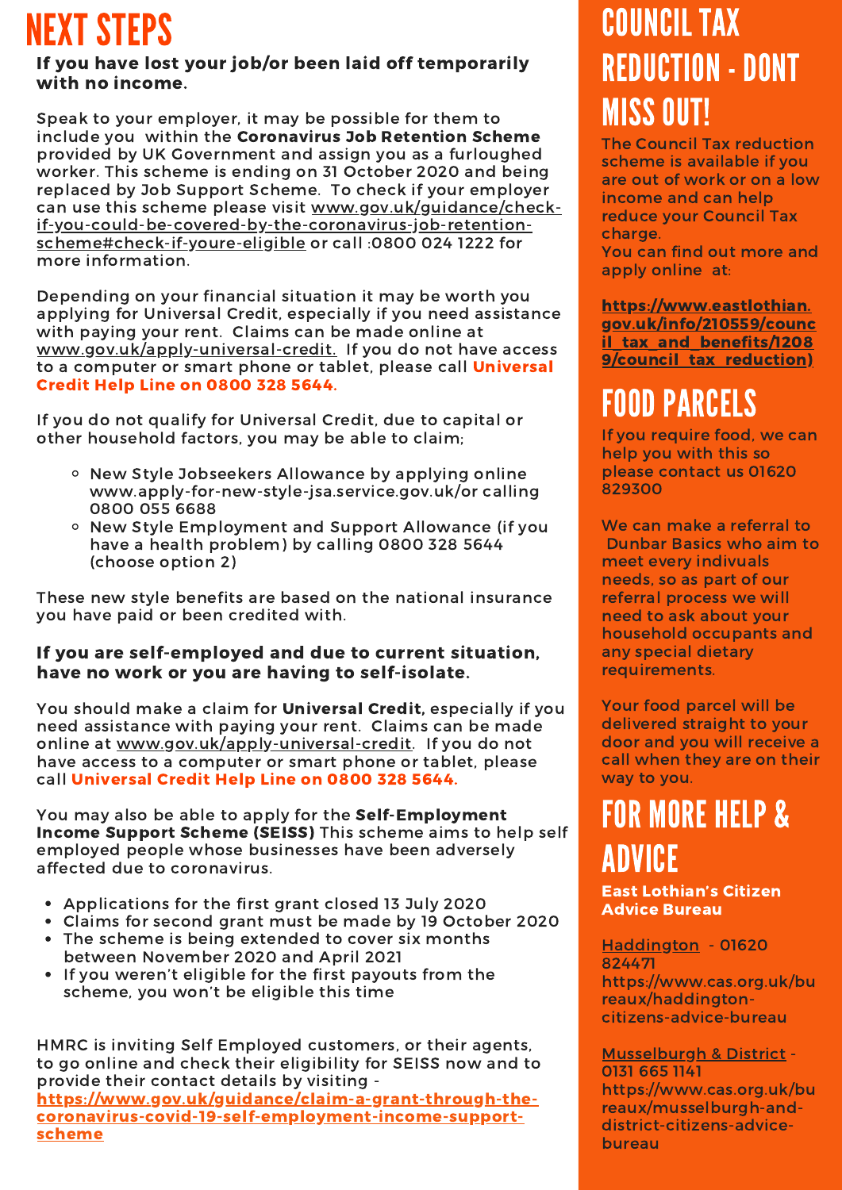# NEXT STEPS

**If you have lost your job/or been laid off temporarily with no income.**

Speak to your employer, it may be possible for them to include you within the **Coronavirus Job Retention Scheme** provided by UK Government and assign you as a furloughed worker. This scheme is ending on 31 October 2020 and being replaced by Job Support Scheme. To check if your employer can use this scheme please visit www.gov.uk/guidance/check-if-you-could-be-covered-by-the-coronavirus-job-retention-scheme#check-if-youre-eligible or call :0800 024 1222 for more information.

Depending on your financial situation it may be worth you applying for Universal Credit, especially if you need assistance with paying your rent. Claims can be made online at www.gov.uk/apply-universal-credit. If you do not have access to a computer or smart phone or tablet, please call **Universal Credit Help Line on 0800 328 5644.**

If you do not qualify for Universal Credit, due to capital or other household factors, you may be able to claim;

- New Style Jobseekers Allowance by applying online www.apply-for-new-style-jsa.service.gov.uk/or calling 0800 055 6688
- New Style Employment and Support Allowance (if you have a health problem) by calling 0800 328 5644 (choose option 2)

These new style benefits are based on the national insurance you have paid or been credited with.

**If you are self-employed and due to current situation, have no work or you are having to self-isolate.**

You should make a claim for **Universal Credit,** especially if you need assistance with paying your rent. Claims can be made online at www.gov.uk/apply-universal-credit. If you do not have access to a computer or smart phone or tablet, please call **Universal Credit Help Line on 0800 328 5644.**

You may also be able to apply for the **Self-Employment Income Support Scheme (SEISS)** This scheme aims to help self employed people whose businesses have been adversely affected due to coronavirus.

- Applications for the first grant closed 13 July 2020
- Claims for second grant must be made by 19 October 2020
- The scheme is being extended to cover six months between November 2020 and April 2021
- If you weren't eligible for the first payouts from the scheme, you won't be eligible this time

HMRC is inviting Self Employed customers, or their agents, to go online and check their eligibility for SEISS now and to provide their contact details by visiting - **https://www.gov.uk/guidance/claim-a-grant-through-the-coronavirus-covid-19-self-employment-income-support-scheme**

# COUNCIL TAX REDUCTION - DONT MISS OUT!

The Council Tax reduction scheme is available if you are out of work or on a low income and can help reduce your Council Tax charge.
You can find out more and apply online at:

**https://www.eastlothian.gov.uk/info/210559/council_tax_and_benefits/12089/council_tax_reduction)**

# FOOD PARCELS

If you require food, we can help you with this so please contact us 01620 829300

We can make a referral to Dunbar Basics who aim to meet every indivuals needs, so as part of our referral process we will need to ask about your household occupants and any special dietary requirements.

Your food parcel will be delivered straight to your door and you will receive a call when they are on their way to you.

# FOR MORE HELP & ADVICE

**East Lothian's Citizen Advice Bureau**

Haddington - 01620 824471
https://www.cas.org.uk/bureaux/haddington-citizens-advice-bureau

Musselburgh & District - 0131 665 1141
https://www.cas.org.uk/bureaux/musselburgh-and-district-citizens-advice-bureau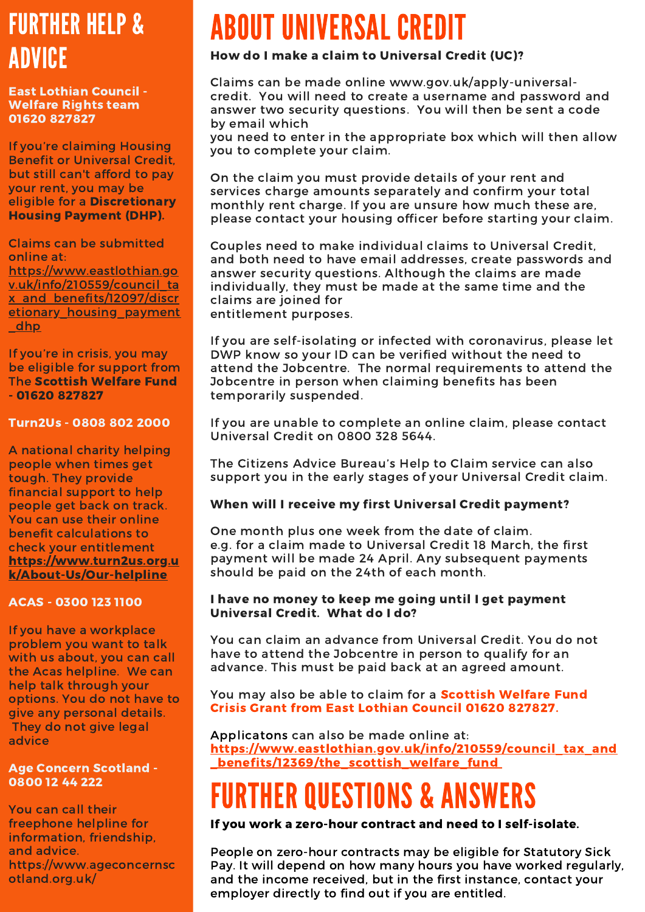# FURTHER HELP & ADVICE

**East Lothian Council - Welfare Rights team 01620 827827**

If you're claiming Housing Benefit or Universal Credit, but still can't afford to pay your rent, you may be eligible for a **Discretionary Housing Payment (DHP).**

Claims can be submitted online at: https://www.eastlothian.gov.uk/info/210559/council_tax_and_benefits/12097/discretionary_housing_payment_dhp

If you're in crisis, you may be eligible for support from The **Scottish Welfare Fund - 01620 827827**

**Turn2Us - 0808 802 2000**

A national charity helping people when times get tough. They provide financial support to help people get back on track. You can use their online benefit calculations to check your entitlement **https://www.turn2us.org.uk/About-Us/Our-helpline**

**ACAS - 0300 123 1100**

If you have a workplace problem you want to talk with us about, you can call the Acas helpline. We can help talk through your options. You do not have to give any personal details. They do not give legal advice

**Age Concern Scotland - 0800 12 44 222**

You can call their freephone helpline for information, friendship, and advice. https://www.ageconcernscotland.org.uk/

# ABOUT UNIVERSAL CREDIT

**How do I make a claim to Universal Credit (UC)?**

Claims can be made online www.gov.uk/apply-universal-credit. You will need to create a username and password and answer two security questions. You will then be sent a code by email which you need to enter in the appropriate box which will then allow you to complete your claim.

On the claim you must provide details of your rent and services charge amounts separately and confirm your total monthly rent charge. If you are unsure how much these are, please contact your housing officer before starting your claim.

Couples need to make individual claims to Universal Credit, and both need to have email addresses, create passwords and answer security questions. Although the claims are made individually, they must be made at the same time and the claims are joined for entitlement purposes.

If you are self-isolating or infected with coronavirus, please let DWP know so your ID can be verified without the need to attend the Jobcentre. The normal requirements to attend the Jobcentre in person when claiming benefits has been temporarily suspended.

If you are unable to complete an online claim, please contact Universal Credit on 0800 328 5644.

The Citizens Advice Bureau's Help to Claim service can also support you in the early stages of your Universal Credit claim.

**When will I receive my first Universal Credit payment?**

One month plus one week from the date of claim.
e.g. for a claim made to Universal Credit 18 March, the first payment will be made 24 April. Any subsequent payments should be paid on the 24th of each month.

**I have no money to keep me going until I get payment Universal Credit. What do I do?**

You can claim an advance from Universal Credit. You do not have to attend the Jobcentre in person to qualify for an advance. This must be paid back at an agreed amount.

You may also be able to claim for a **Scottish Welfare Fund Crisis Grant from East Lothian Council 01620 827827.**

Applicatons can also be made at: **https://www.eastlothian.gov.uk/info/210559/council_tax_and_benefits/12369/the_scottish_welfare_fund**

# FURTHER QUESTIONS & ANSWERS

**If you work a zero-hour contract and need to I self-isolate.**

People on zero-hour contracts may be eligible for Statutory Sick Pay. It will depend on how many hours you have worked regularly, and the income received, but in the first instance, contact your employer directly to find out if you are entitled.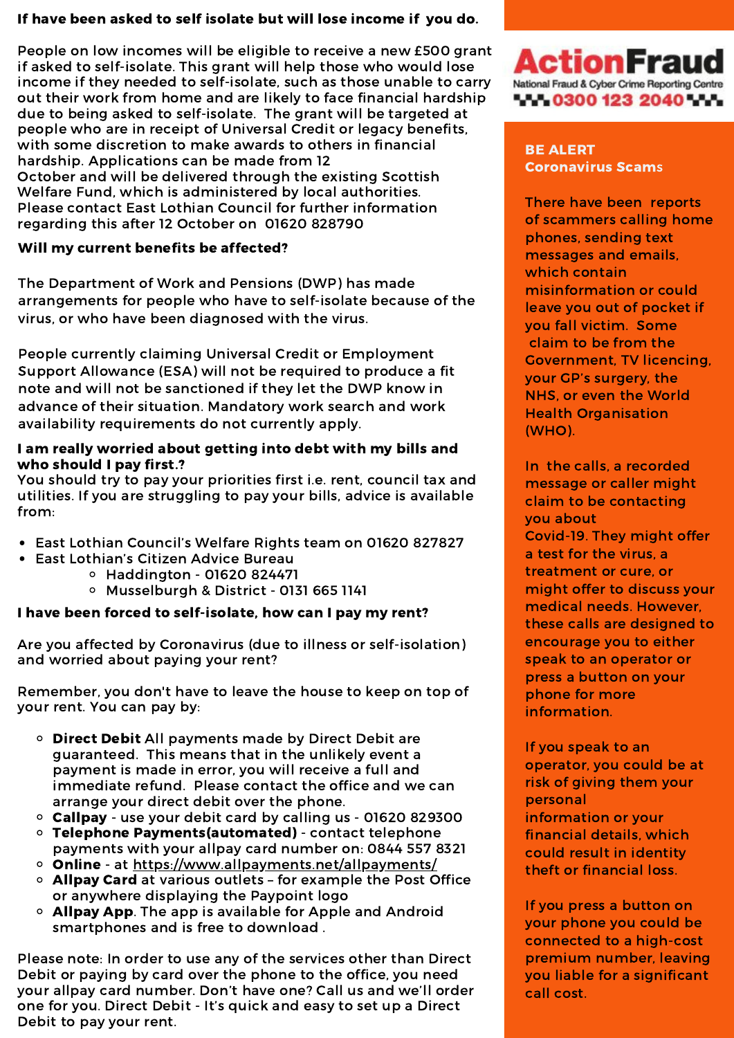**If have been asked to self isolate but will lose income if you do.**

People on low incomes will be eligible to receive a new £500 grant if asked to self-isolate. This grant will help those who would lose income if they needed to self-isolate, such as those unable to carry out their work from home and are likely to face financial hardship due to being asked to self-isolate. The grant will be targeted at people who are in receipt of Universal Credit or legacy benefits, with some discretion to make awards to others in financial hardship. Applications can be made from 12 October and will be delivered through the existing Scottish Welfare Fund, which is administered by local authorities. Please contact East Lothian Council for further information regarding this after 12 October on 01620 828790

**Will my current benefits be affected?**

The Department of Work and Pensions (DWP) has made arrangements for people who have to self-isolate because of the virus, or who have been diagnosed with the virus.

People currently claiming Universal Credit or Employment Support Allowance (ESA) will not be required to produce a fit note and will not be sanctioned if they let the DWP know in advance of their situation. Mandatory work search and work availability requirements do not currently apply.

**I am really worried about getting into debt with my bills and who should I pay first.?**

You should try to pay your priorities first i.e. rent, council tax and utilities. If you are struggling to pay your bills, advice is available from:

- East Lothian Council's Welfare Rights team on 01620 827827
- East Lothian's Citizen Advice Bureau
  - Haddington - 01620 824471
  - Musselburgh & District - 0131 665 1141

**I have been forced to self-isolate, how can I pay my rent?**

Are you affected by Coronavirus (due to illness or self-isolation) and worried about paying your rent?

Remember, you don't have to leave the house to keep on top of your rent. You can pay by:

- **Direct Debit** All payments made by Direct Debit are guaranteed. This means that in the unlikely event a payment is made in error, you will receive a full and immediate refund. Please contact the office and we can arrange your direct debit over the phone.
- **Callpay** - use your debit card by calling us - 01620 829300
- **Telephone Payments(automated)** - contact telephone payments with your allpay card number on: 0844 557 8321
- **Online** - at https://www.allpayments.net/allpayments/
- **Allpay Card** at various outlets – for example the Post Office or anywhere displaying the Paypoint logo
- **Allpay App**. The app is available for Apple and Android smartphones and is free to download .

Please note: In order to use any of the services other than Direct Debit or paying by card over the phone to the office, you need your allpay card number. Don't have one? Call us and we'll order one for you. Direct Debit - It's quick and easy to set up a Direct Debit to pay your rent.

**ActionFraud**
National Fraud & Cyber Crime Reporting Centre
0300 123 2040

**BE ALERT**
**Coronavirus Scams**

There have been reports of scammers calling home phones, sending text messages and emails, which contain misinformation or could leave you out of pocket if you fall victim. Some claim to be from the Government, TV licencing, your GP's surgery, the NHS, or even the World Health Organisation (WHO).

In the calls, a recorded message or caller might claim to be contacting you about Covid-19. They might offer a test for the virus, a treatment or cure, or might offer to discuss your medical needs. However, these calls are designed to encourage you to either speak to an operator or press a button on your phone for more information.

If you speak to an operator, you could be at risk of giving them your personal information or your financial details, which could result in identity theft or financial loss.

If you press a button on your phone you could be connected to a high-cost premium number, leaving you liable for a significant call cost.